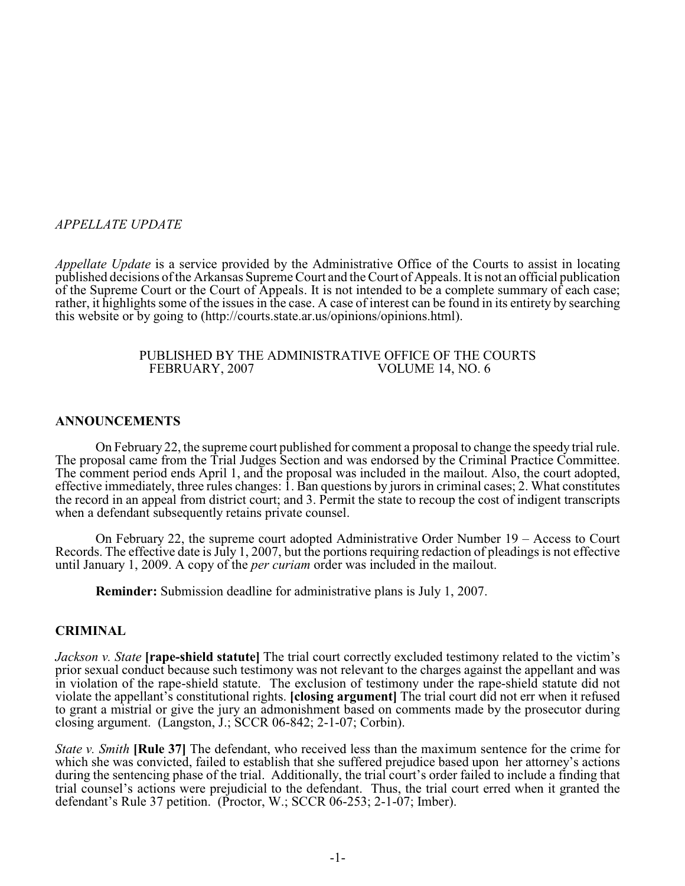*APPELLATE UPDATE*

*Appellate Update* is a service provided by the Administrative Office of the Courts to assist in locating published decisions of the Arkansas Supreme Court and the Court of Appeals. It is not an official publication of the Supreme Court or the Court of Appeals. It is not intended to be a complete summary of each case; rather, it highlights some of the issues in the case. A case of interest can be found in its entirety by searching this website or by going to (http://courts.state.ar.us/opinions/opinions.html).

PUBLISHED BY THE ADMINISTRATIVE OFFICE OF THE COURTS
FEBRUARY, 2007 VOLUME 14, NO. 6

## ANNOUNCEMENTS

On February 22, the supreme court published for comment a proposal to change the speedy trial rule. The proposal came from the Trial Judges Section and was endorsed by the Criminal Practice Committee. The comment period ends April 1, and the proposal was included in the mailout. Also, the court adopted, effective immediately, three rules changes: 1. Ban questions by jurors in criminal cases; 2. What constitutes the record in an appeal from district court; and 3. Permit the state to recoup the cost of indigent transcripts when a defendant subsequently retains private counsel.

On February 22, the supreme court adopted Administrative Order Number 19 – Access to Court Records. The effective date is July 1, 2007, but the portions requiring redaction of pleadings is not effective until January 1, 2009. A copy of the *per curiam* order was included in the mailout.

**Reminder:** Submission deadline for administrative plans is July 1, 2007.

## CRIMINAL

*Jackson v. State* **[rape-shield statute]** The trial court correctly excluded testimony related to the victim's prior sexual conduct because such testimony was not relevant to the charges against the appellant and was in violation of the rape-shield statute. The exclusion of testimony under the rape-shield statute did not violate the appellant's constitutional rights. **[closing argument]** The trial court did not err when it refused to grant a mistrial or give the jury an admonishment based on comments made by the prosecutor during closing argument. (Langston, J.; SCCR 06-842; 2-1-07; Corbin).

*State v. Smith* **[Rule 37]** The defendant, who received less than the maximum sentence for the crime for which she was convicted, failed to establish that she suffered prejudice based upon her attorney's actions during the sentencing phase of the trial. Additionally, the trial court's order failed to include a finding that trial counsel's actions were prejudicial to the defendant. Thus, the trial court erred when it granted the defendant's Rule 37 petition. (Proctor, W.; SCCR 06-253; 2-1-07; Imber).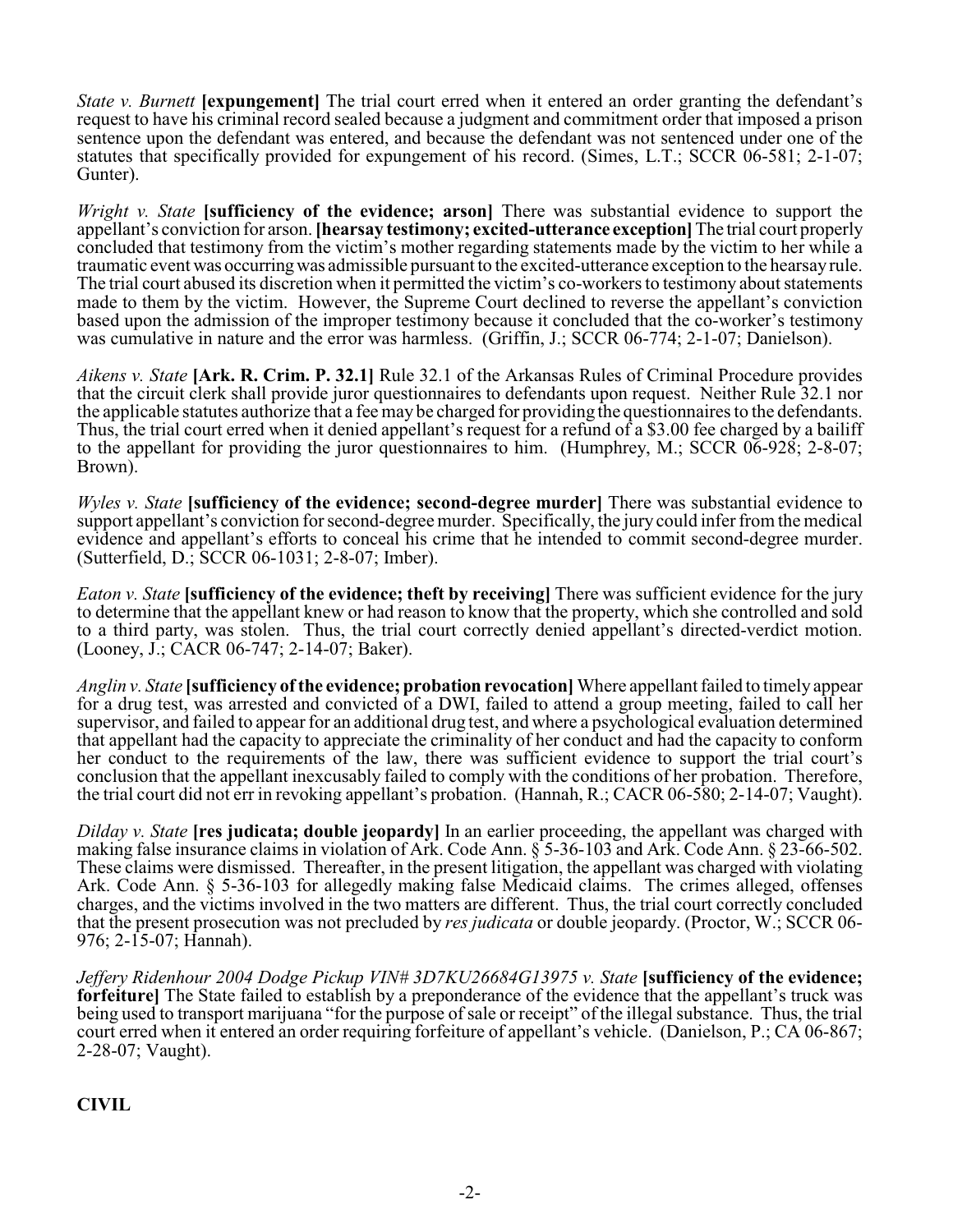*State v. Burnett* **[expungement]** The trial court erred when it entered an order granting the defendant's request to have his criminal record sealed because a judgment and commitment order that imposed a prison sentence upon the defendant was entered, and because the defendant was not sentenced under one of the statutes that specifically provided for expungement of his record. (Simes, L.T.; SCCR 06-581; 2-1-07; Gunter).

*Wright v. State* **[sufficiency of the evidence; arson]** There was substantial evidence to support the appellant's conviction for arson. **[hearsay testimony; excited-utterance exception]** The trial court properly concluded that testimony from the victim's mother regarding statements made by the victim to her while a traumatic event was occurring was admissible pursuant to the excited-utterance exception to the hearsay rule. The trial court abused its discretion when it permitted the victim's co-workers to testimony about statements made to them by the victim. However, the Supreme Court declined to reverse the appellant's conviction based upon the admission of the improper testimony because it concluded that the co-worker's testimony was cumulative in nature and the error was harmless. (Griffin, J.; SCCR 06-774; 2-1-07; Danielson).

*Aikens v. State* **[Ark. R. Crim. P. 32.1]** Rule 32.1 of the Arkansas Rules of Criminal Procedure provides that the circuit clerk shall provide juror questionnaires to defendants upon request. Neither Rule 32.1 nor the applicable statutes authorize that a fee may be charged for providing the questionnaires to the defendants. Thus, the trial court erred when it denied appellant's request for a refund of a $3.00 fee charged by a bailiff to the appellant for providing the juror questionnaires to him. (Humphrey, M.; SCCR 06-928; 2-8-07; Brown).

*Wyles v. State* **[sufficiency of the evidence; second-degree murder]** There was substantial evidence to support appellant's conviction for second-degree murder. Specifically, the jury could infer from the medical evidence and appellant's efforts to conceal his crime that he intended to commit second-degree murder. (Sutterfield, D.; SCCR 06-1031; 2-8-07; Imber).

*Eaton v. State* **[sufficiency of the evidence; theft by receiving]** There was sufficient evidence for the jury to determine that the appellant knew or had reason to know that the property, which she controlled and sold to a third party, was stolen. Thus, the trial court correctly denied appellant's directed-verdict motion. (Looney, J.; CACR 06-747; 2-14-07; Baker).

*Anglin v. State* **[sufficiency of the evidence; probation revocation]** Where appellant failed to timely appear for a drug test, was arrested and convicted of a DWI, failed to attend a group meeting, failed to call her supervisor, and failed to appear for an additional drug test, and where a psychological evaluation determined that appellant had the capacity to appreciate the criminality of her conduct and had the capacity to conform her conduct to the requirements of the law, there was sufficient evidence to support the trial court's conclusion that the appellant inexcusably failed to comply with the conditions of her probation. Therefore, the trial court did not err in revoking appellant's probation. (Hannah, R.; CACR 06-580; 2-14-07; Vaught).

*Dilday v. State* **[res judicata; double jeopardy]** In an earlier proceeding, the appellant was charged with making false insurance claims in violation of Ark. Code Ann. § 5-36-103 and Ark. Code Ann. § 23-66-502. These claims were dismissed. Thereafter, in the present litigation, the appellant was charged with violating Ark. Code Ann. § 5-36-103 for allegedly making false Medicaid claims. The crimes alleged, offenses charges, and the victims involved in the two matters are different. Thus, the trial court correctly concluded that the present prosecution was not precluded by *res judicata* or double jeopardy. (Proctor, W.; SCCR 06-976; 2-15-07; Hannah).

*Jeffery Ridenhour 2004 Dodge Pickup VIN# 3D7KU26684G13975 v. State* **[sufficiency of the evidence; forfeiture]** The State failed to establish by a preponderance of the evidence that the appellant's truck was being used to transport marijuana "for the purpose of sale or receipt" of the illegal substance. Thus, the trial court erred when it entered an order requiring forfeiture of appellant's vehicle. (Danielson, P.; CA 06-867; 2-28-07; Vaught).

**CIVIL**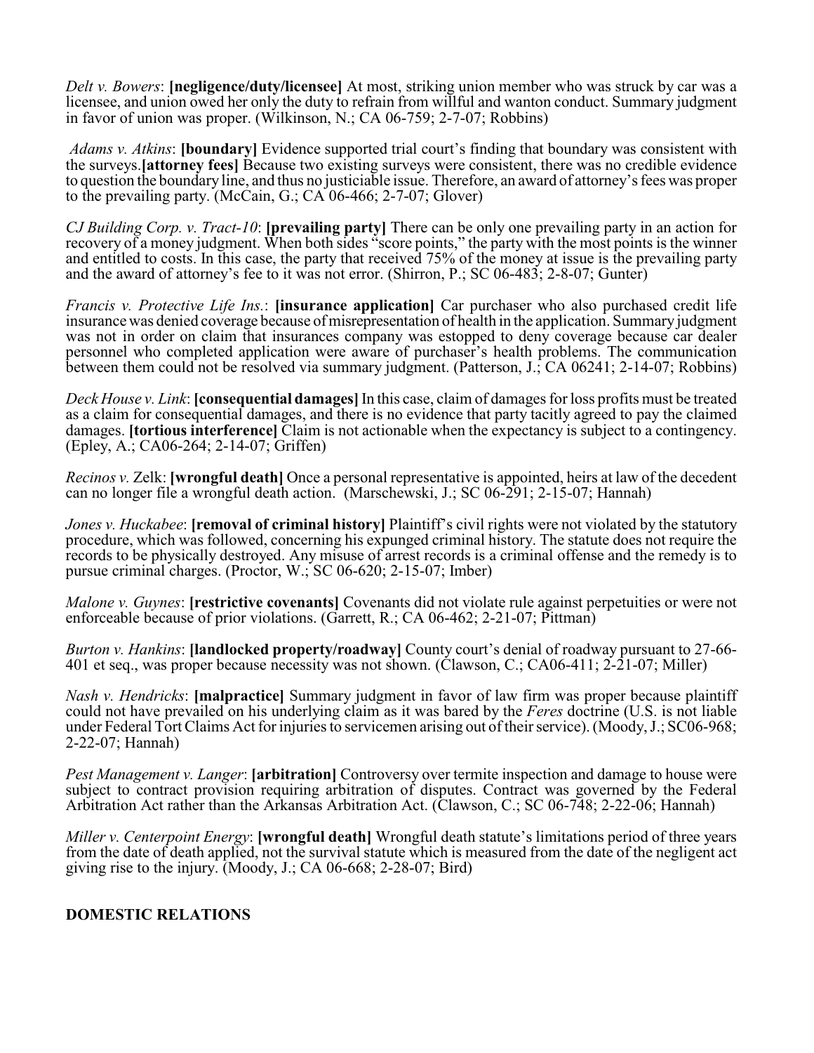*Delt v. Bowers*: **[negligence/duty/licensee]** At most, striking union member who was struck by car was a licensee, and union owed her only the duty to refrain from willful and wanton conduct. Summary judgment in favor of union was proper. (Wilkinson, N.; CA 06-759; 2-7-07; Robbins)

*Adams v. Atkins*: **[boundary]** Evidence supported trial court's finding that boundary was consistent with the surveys.**[attorney fees]** Because two existing surveys were consistent, there was no credible evidence to question the boundary line, and thus no justiciable issue. Therefore, an award of attorney's fees was proper to the prevailing party. (McCain, G.; CA 06-466; 2-7-07; Glover)

*CJ Building Corp. v. Tract-10*: **[prevailing party]** There can be only one prevailing party in an action for recovery of a money judgment. When both sides "score points," the party with the most points is the winner and entitled to costs. In this case, the party that received 75% of the money at issue is the prevailing party and the award of attorney's fee to it was not error. (Shirron, P.; SC 06-483; 2-8-07; Gunter)

*Francis v. Protective Life Ins.*: **[insurance application]** Car purchaser who also purchased credit life insurance was denied coverage because of misrepresentation of health in the application. Summary judgment was not in order on claim that insurances company was estopped to deny coverage because car dealer personnel who completed application were aware of purchaser's health problems. The communication between them could not be resolved via summary judgment. (Patterson, J.; CA 06241; 2-14-07; Robbins)

*Deck House v. Link*: **[consequential damages]** In this case, claim of damages for loss profits must be treated as a claim for consequential damages, and there is no evidence that party tacitly agreed to pay the claimed damages. **[tortious interference]** Claim is not actionable when the expectancy is subject to a contingency. (Epley, A.; CA06-264; 2-14-07; Griffen)

*Recinos v.* Zelk: **[wrongful death]** Once a personal representative is appointed, heirs at law of the decedent can no longer file a wrongful death action. (Marschewski, J.; SC 06-291; 2-15-07; Hannah)

*Jones v. Huckabee*: **[removal of criminal history]** Plaintiff's civil rights were not violated by the statutory procedure, which was followed, concerning his expunged criminal history. The statute does not require the records to be physically destroyed. Any misuse of arrest records is a criminal offense and the remedy is to pursue criminal charges. (Proctor, W.; SC 06-620; 2-15-07; Imber)

*Malone v. Guynes*: **[restrictive covenants]** Covenants did not violate rule against perpetuities or were not enforceable because of prior violations. (Garrett, R.; CA 06-462; 2-21-07; Pittman)

*Burton v. Hankins*: **[landlocked property/roadway]** County court's denial of roadway pursuant to 27-66-401 et seq., was proper because necessity was not shown. (Clawson, C.; CA06-411; 2-21-07; Miller)

*Nash v. Hendricks*: **[malpractice]** Summary judgment in favor of law firm was proper because plaintiff could not have prevailed on his underlying claim as it was bared by the *Feres* doctrine (U.S. is not liable under Federal Tort Claims Act for injuries to servicemen arising out of their service). (Moody, J.; SC06-968; 2-22-07; Hannah)

*Pest Management v. Langer*: **[arbitration]** Controversy over termite inspection and damage to house were subject to contract provision requiring arbitration of disputes. Contract was governed by the Federal Arbitration Act rather than the Arkansas Arbitration Act. (Clawson, C.; SC 06-748; 2-22-06; Hannah)

*Miller v. Centerpoint Energy*: **[wrongful death]** Wrongful death statute's limitations period of three years from the date of death applied, not the survival statute which is measured from the date of the negligent act giving rise to the injury. (Moody, J.; CA 06-668; 2-28-07; Bird)

## DOMESTIC RELATIONS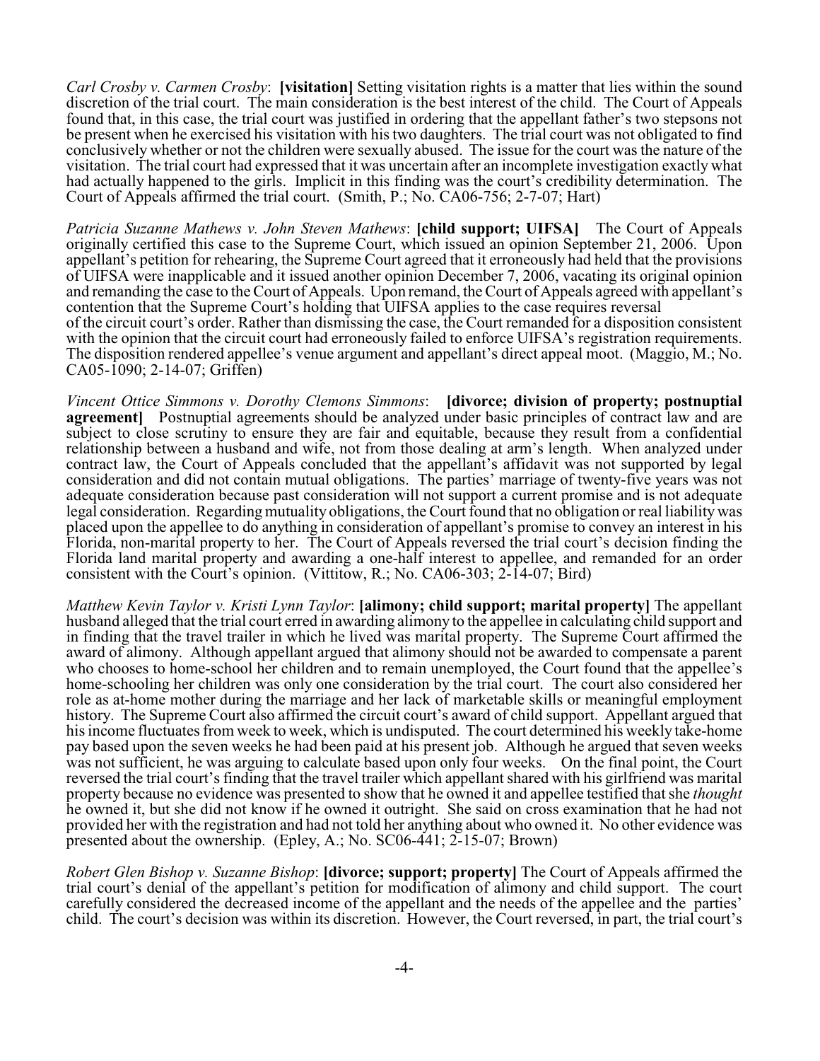*Carl Crosby v. Carmen Crosby*: **[visitation]** Setting visitation rights is a matter that lies within the sound discretion of the trial court. The main consideration is the best interest of the child. The Court of Appeals found that, in this case, the trial court was justified in ordering that the appellant father's two stepsons not be present when he exercised his visitation with his two daughters. The trial court was not obligated to find conclusively whether or not the children were sexually abused. The issue for the court was the nature of the visitation. The trial court had expressed that it was uncertain after an incomplete investigation exactly what had actually happened to the girls. Implicit in this finding was the court's credibility determination. The Court of Appeals affirmed the trial court. (Smith, P.; No. CA06-756; 2-7-07; Hart)

*Patricia Suzanne Mathews v. John Steven Mathews*: **[child support; UIFSA]** The Court of Appeals originally certified this case to the Supreme Court, which issued an opinion September 21, 2006. Upon appellant's petition for rehearing, the Supreme Court agreed that it erroneously had held that the provisions of UIFSA were inapplicable and it issued another opinion December 7, 2006, vacating its original opinion and remanding the case to the Court of Appeals. Upon remand, the Court of Appeals agreed with appellant's contention that the Supreme Court's holding that UIFSA applies to the case requires reversal of the circuit court's order. Rather than dismissing the case, the Court remanded for a disposition consistent with the opinion that the circuit court had erroneously failed to enforce UIFSA's registration requirements. The disposition rendered appellee's venue argument and appellant's direct appeal moot. (Maggio, M.; No. CA05-1090; 2-14-07; Griffen)

*Vincent Ottice Simmons v. Dorothy Clemons Simmons*: **[divorce; division of property; postnuptial agreement]** Postnuptial agreements should be analyzed under basic principles of contract law and are subject to close scrutiny to ensure they are fair and equitable, because they result from a confidential relationship between a husband and wife, not from those dealing at arm's length. When analyzed under contract law, the Court of Appeals concluded that the appellant's affidavit was not supported by legal consideration and did not contain mutual obligations. The parties' marriage of twenty-five years was not adequate consideration because past consideration will not support a current promise and is not adequate legal consideration. Regarding mutuality obligations, the Court found that no obligation or real liability was placed upon the appellee to do anything in consideration of appellant's promise to convey an interest in his Florida, non-marital property to her. The Court of Appeals reversed the trial court's decision finding the Florida land marital property and awarding a one-half interest to appellee, and remanded for an order consistent with the Court's opinion. (Vittitow, R.; No. CA06-303; 2-14-07; Bird)

*Matthew Kevin Taylor v. Kristi Lynn Taylor*: **[alimony; child support; marital property]** The appellant husband alleged that the trial court erred in awarding alimony to the appellee in calculating child support and in finding that the travel trailer in which he lived was marital property. The Supreme Court affirmed the award of alimony. Although appellant argued that alimony should not be awarded to compensate a parent who chooses to home-school her children and to remain unemployed, the Court found that the appellee's home-schooling her children was only one consideration by the trial court. The court also considered her role as at-home mother during the marriage and her lack of marketable skills or meaningful employment history. The Supreme Court also affirmed the circuit court's award of child support. Appellant argued that his income fluctuates from week to week, which is undisputed. The court determined his weekly take-home pay based upon the seven weeks he had been paid at his present job. Although he argued that seven weeks was not sufficient, he was arguing to calculate based upon only four weeks. On the final point, the Court reversed the trial court's finding that the travel trailer which appellant shared with his girlfriend was marital property because no evidence was presented to show that he owned it and appellee testified that she *thought* he owned it, but she did not know if he owned it outright. She said on cross examination that he had not provided her with the registration and had not told her anything about who owned it. No other evidence was presented about the ownership. (Epley, A.; No. SC06-441; 2-15-07; Brown)

*Robert Glen Bishop v. Suzanne Bishop*: **[divorce; support; property]** The Court of Appeals affirmed the trial court's denial of the appellant's petition for modification of alimony and child support. The court carefully considered the decreased income of the appellant and the needs of the appellee and the parties' child. The court's decision was within its discretion. However, the Court reversed, in part, the trial court's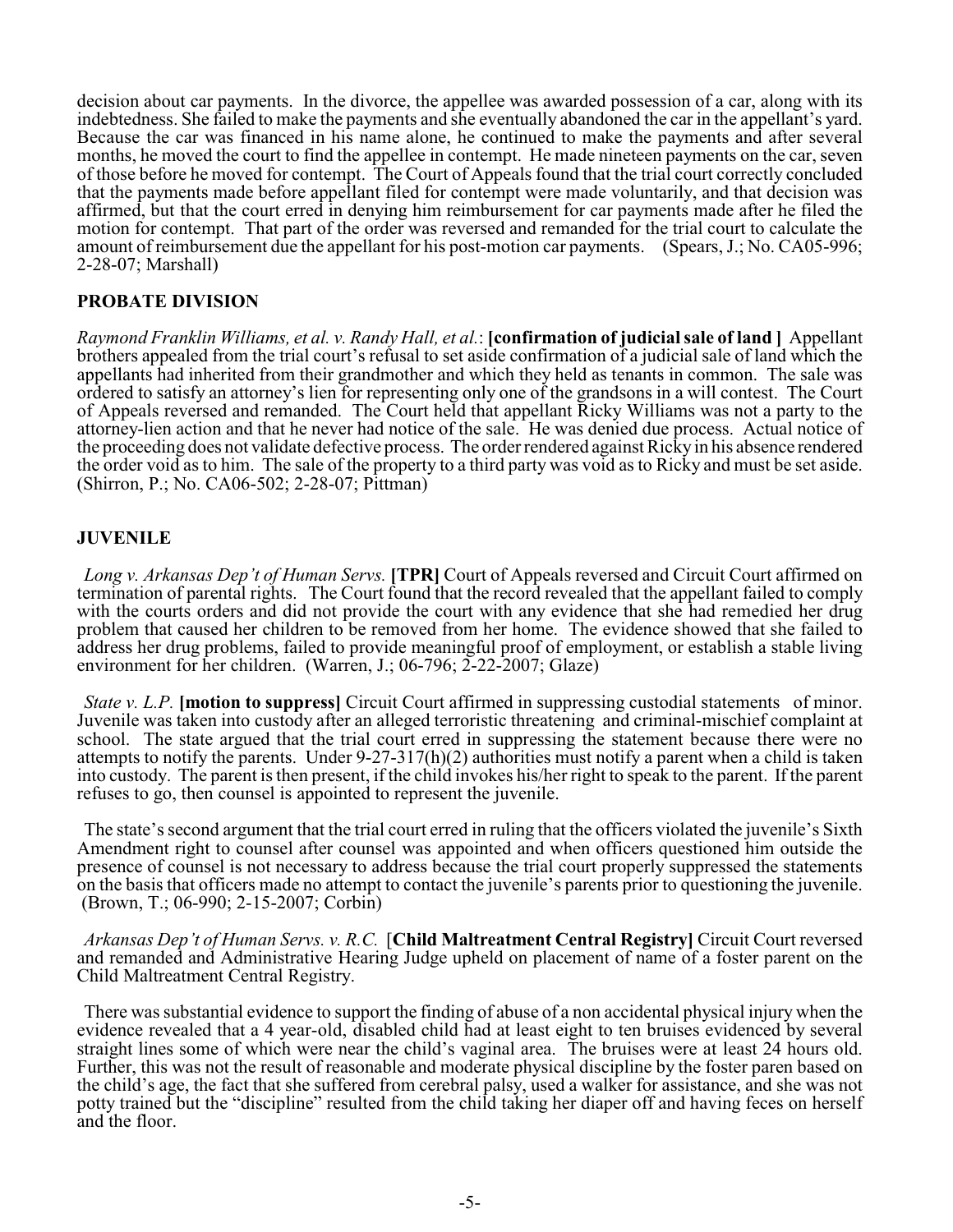decision about car payments. In the divorce, the appellee was awarded possession of a car, along with its indebtedness. She failed to make the payments and she eventually abandoned the car in the appellant's yard. Because the car was financed in his name alone, he continued to make the payments and after several months, he moved the court to find the appellee in contempt. He made nineteen payments on the car, seven of those before he moved for contempt. The Court of Appeals found that the trial court correctly concluded that the payments made before appellant filed for contempt were made voluntarily, and that decision was affirmed, but that the court erred in denying him reimbursement for car payments made after he filed the motion for contempt. That part of the order was reversed and remanded for the trial court to calculate the amount of reimbursement due the appellant for his post-motion car payments. (Spears, J.; No. CA05-996; 2-28-07; Marshall)

## PROBATE DIVISION

*Raymond Franklin Williams, et al. v. Randy Hall, et al.*: **[confirmation of judicial sale of land ]** Appellant brothers appealed from the trial court's refusal to set aside confirmation of a judicial sale of land which the appellants had inherited from their grandmother and which they held as tenants in common. The sale was ordered to satisfy an attorney's lien for representing only one of the grandsons in a will contest. The Court of Appeals reversed and remanded. The Court held that appellant Ricky Williams was not a party to the attorney-lien action and that he never had notice of the sale. He was denied due process. Actual notice of the proceeding does not validate defective process. The order rendered against Ricky in his absence rendered the order void as to him. The sale of the property to a third party was void as to Ricky and must be set aside. (Shirron, P.; No. CA06-502; 2-28-07; Pittman)

## JUVENILE

*Long v. Arkansas Dep't of Human Servs.* **[TPR]** Court of Appeals reversed and Circuit Court affirmed on termination of parental rights. The Court found that the record revealed that the appellant failed to comply with the courts orders and did not provide the court with any evidence that she had remedied her drug problem that caused her children to be removed from her home. The evidence showed that she failed to address her drug problems, failed to provide meaningful proof of employment, or establish a stable living environment for her children. (Warren, J.; 06-796; 2-22-2007; Glaze)

*State v. L.P.* **[motion to suppress]** Circuit Court affirmed in suppressing custodial statements of minor. Juvenile was taken into custody after an alleged terroristic threatening and criminal-mischief complaint at school. The state argued that the trial court erred in suppressing the statement because there were no attempts to notify the parents. Under 9-27-317(h)(2) authorities must notify a parent when a child is taken into custody. The parent is then present, if the child invokes his/her right to speak to the parent. If the parent refuses to go, then counsel is appointed to represent the juvenile.

The state's second argument that the trial court erred in ruling that the officers violated the juvenile's Sixth Amendment right to counsel after counsel was appointed and when officers questioned him outside the presence of counsel is not necessary to address because the trial court properly suppressed the statements on the basis that officers made no attempt to contact the juvenile's parents prior to questioning the juvenile. (Brown, T.; 06-990; 2-15-2007; Corbin)

*Arkansas Dep't of Human Servs. v. R.C.* **[Child Maltreatment Central Registry]** Circuit Court reversed and remanded and Administrative Hearing Judge upheld on placement of name of a foster parent on the Child Maltreatment Central Registry.

There was substantial evidence to support the finding of abuse of a non accidental physical injury when the evidence revealed that a 4 year-old, disabled child had at least eight to ten bruises evidenced by several straight lines some of which were near the child's vaginal area. The bruises were at least 24 hours old. Further, this was not the result of reasonable and moderate physical discipline by the foster paren based on the child's age, the fact that she suffered from cerebral palsy, used a walker for assistance, and she was not potty trained but the "discipline" resulted from the child taking her diaper off and having feces on herself and the floor.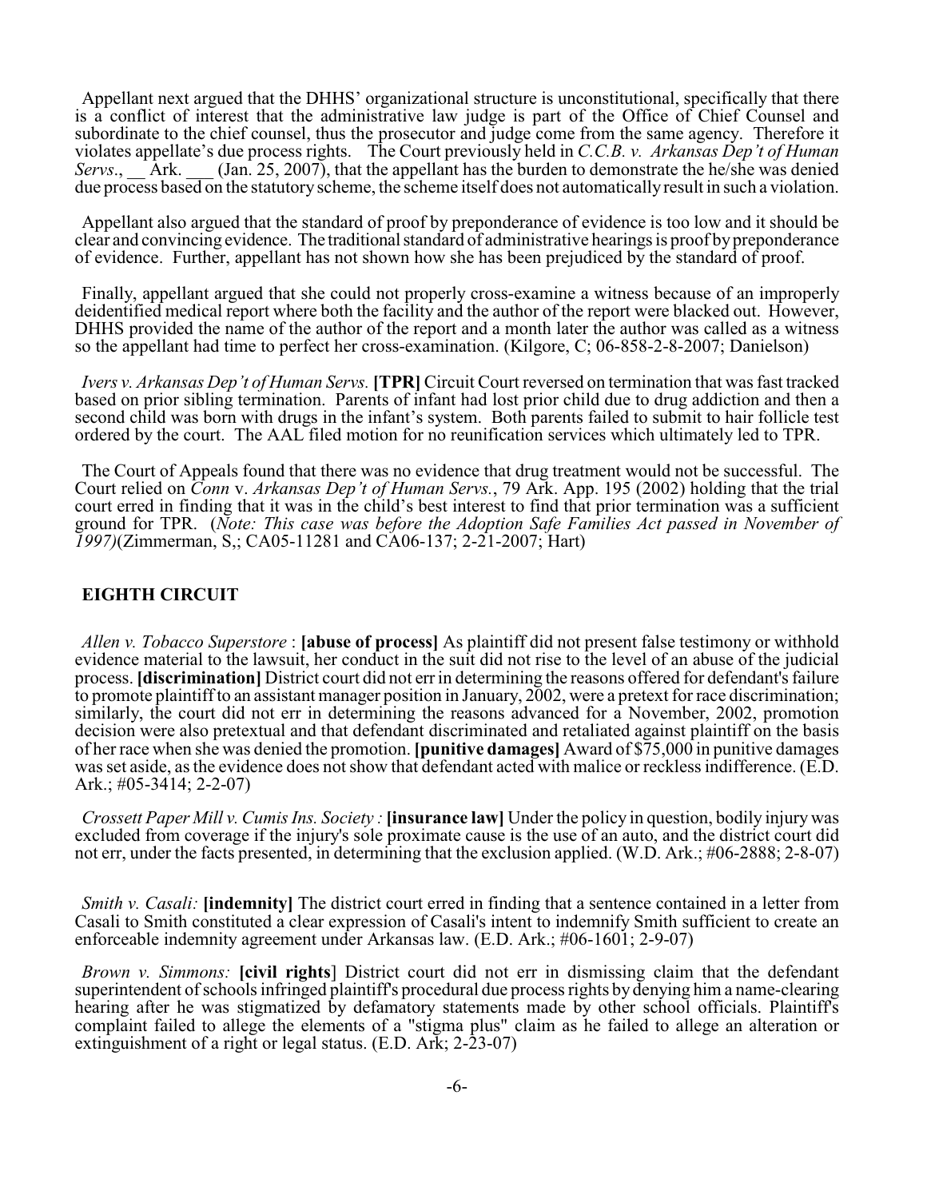Appellant next argued that the DHHS' organizational structure is unconstitutional, specifically that there is a conflict of interest that the administrative law judge is part of the Office of Chief Counsel and subordinate to the chief counsel, thus the prosecutor and judge come from the same agency. Therefore it violates appellate's due process rights. The Court previously held in *C.C.B. v. Arkansas Dep't of Human Servs.*, __ Ark. ___ (Jan. 25, 2007), that the appellant has the burden to demonstrate the he/she was denied due process based on the statutory scheme, the scheme itself does not automatically result in such a violation.

Appellant also argued that the standard of proof by preponderance of evidence is too low and it should be clear and convincing evidence. The traditional standard of administrative hearings is proof by preponderance of evidence. Further, appellant has not shown how she has been prejudiced by the standard of proof.

Finally, appellant argued that she could not properly cross-examine a witness because of an improperly deidentified medical report where both the facility and the author of the report were blacked out. However, DHHS provided the name of the author of the report and a month later the author was called as a witness so the appellant had time to perfect her cross-examination. (Kilgore, C; 06-858-2-8-2007; Danielson)

*Ivers v. Arkansas Dep't of Human Servs.* **[TPR]** Circuit Court reversed on termination that was fast tracked based on prior sibling termination. Parents of infant had lost prior child due to drug addiction and then a second child was born with drugs in the infant's system. Both parents failed to submit to hair follicle test ordered by the court. The AAL filed motion for no reunification services which ultimately led to TPR.

The Court of Appeals found that there was no evidence that drug treatment would not be successful. The Court relied on *Conn* v. *Arkansas Dep't of Human Servs.*, 79 Ark. App. 195 (2002) holding that the trial court erred in finding that it was in the child's best interest to find that prior termination was a sufficient ground for TPR. (*Note: This case was before the Adoption Safe Families Act passed in November of 1997)*(Zimmerman, S,; CA05-11281 and CA06-137; 2-21-2007; Hart)

## EIGHTH CIRCUIT

*Allen v. Tobacco Superstore* : **[abuse of process]** As plaintiff did not present false testimony or withhold evidence material to the lawsuit, her conduct in the suit did not rise to the level of an abuse of the judicial process. **[discrimination]** District court did not err in determining the reasons offered for defendant's failure to promote plaintiff to an assistant manager position in January, 2002, were a pretext for race discrimination; similarly, the court did not err in determining the reasons advanced for a November, 2002, promotion decision were also pretextual and that defendant discriminated and retaliated against plaintiff on the basis of her race when she was denied the promotion. **[punitive damages]** Award of $75,000 in punitive damages was set aside, as the evidence does not show that defendant acted with malice or reckless indifference. (E.D. Ark.; #05-3414; 2-2-07)

*Crossett Paper Mill v. Cumis Ins. Society :* **[insurance law]** Under the policy in question, bodily injury was excluded from coverage if the injury's sole proximate cause is the use of an auto, and the district court did not err, under the facts presented, in determining that the exclusion applied. (W.D. Ark.; #06-2888; 2-8-07)

*Smith v. Casali:* **[indemnity]** The district court erred in finding that a sentence contained in a letter from Casali to Smith constituted a clear expression of Casali's intent to indemnify Smith sufficient to create an enforceable indemnity agreement under Arkansas law. (E.D. Ark.; #06-1601; 2-9-07)

*Brown v. Simmons:* **[civil rights**] District court did not err in dismissing claim that the defendant superintendent of schools infringed plaintiff's procedural due process rights by denying him a name-clearing hearing after he was stigmatized by defamatory statements made by other school officials. Plaintiff's complaint failed to allege the elements of a "stigma plus" claim as he failed to allege an alteration or extinguishment of a right or legal status. (E.D. Ark; 2-23-07)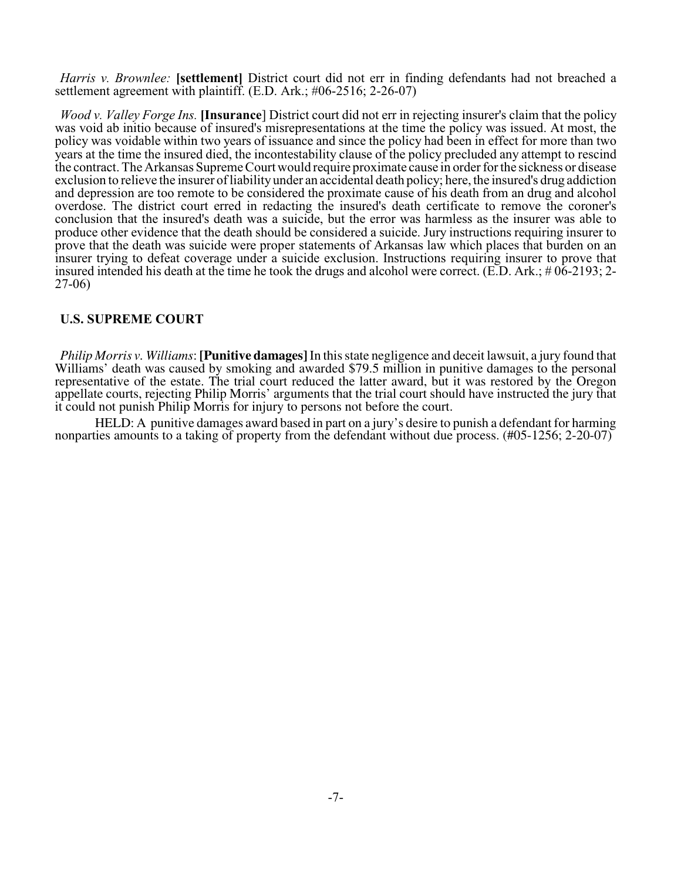*Harris v. Brownlee:* **[settlement]** District court did not err in finding defendants had not breached a settlement agreement with plaintiff. (E.D. Ark.; #06-2516; 2-26-07)

*Wood v. Valley Forge Ins.* **[Insurance**] District court did not err in rejecting insurer's claim that the policy was void ab initio because of insured's misrepresentations at the time the policy was issued. At most, the policy was voidable within two years of issuance and since the policy had been in effect for more than two years at the time the insured died, the incontestability clause of the policy precluded any attempt to rescind the contract. The Arkansas Supreme Court would require proximate cause in order for the sickness or disease exclusion to relieve the insurer of liability under an accidental death policy; here, the insured's drug addiction and depression are too remote to be considered the proximate cause of his death from an drug and alcohol overdose. The district court erred in redacting the insured's death certificate to remove the coroner's conclusion that the insured's death was a suicide, but the error was harmless as the insurer was able to produce other evidence that the death should be considered a suicide. Jury instructions requiring insurer to prove that the death was suicide were proper statements of Arkansas law which places that burden on an insurer trying to defeat coverage under a suicide exclusion. Instructions requiring insurer to prove that insured intended his death at the time he took the drugs and alcohol were correct. (E.D. Ark.; # 06-2193; 2-27-06)

## U.S. SUPREME COURT

*Philip Morris v. Williams*: **[Punitive damages]** In this state negligence and deceit lawsuit, a jury found that Williams' death was caused by smoking and awarded $79.5 million in punitive damages to the personal representative of the estate. The trial court reduced the latter award, but it was restored by the Oregon appellate courts, rejecting Philip Morris' arguments that the trial court should have instructed the jury that it could not punish Philip Morris for injury to persons not before the court.

HELD: A punitive damages award based in part on a jury's desire to punish a defendant for harming nonparties amounts to a taking of property from the defendant without due process. (#05-1256; 2-20-07)